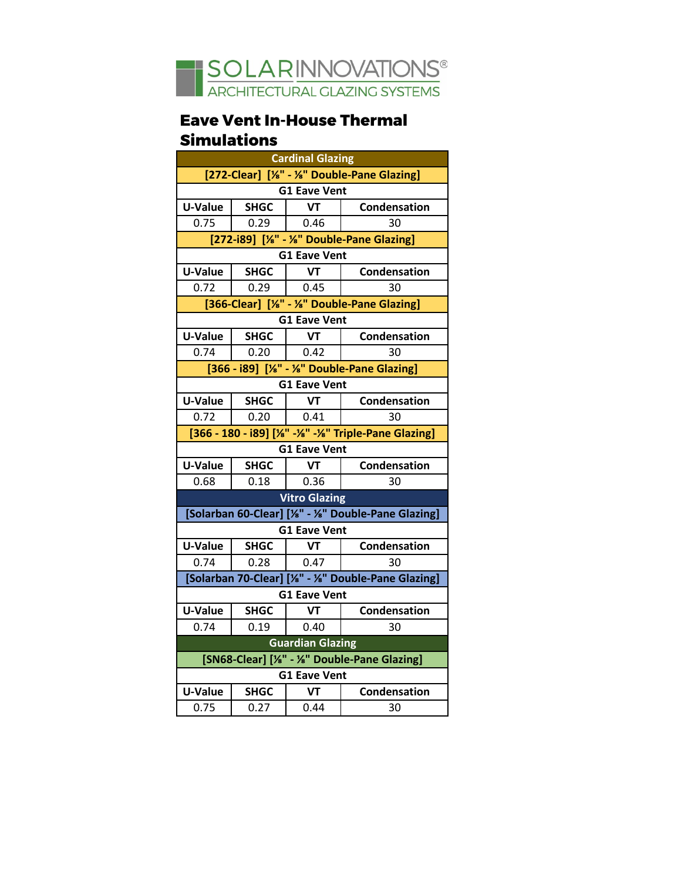SOLARINNOVATIONS®
ARCHITECTURAL GLAZING SYSTEMS

# Eave Vent In-House Thermal Simulations

| Cardinal Glazing | | | |
|---|---|---|---|
| [272-Clear] [⅛" - ⅛" Double-Pane Glazing] | | | |
| G1 Eave Vent | | | |
| U-Value | SHGC | VT | Condensation |
| 0.75 | 0.29 | 0.46 | 30 |
| [272-i89] [⅛" - ⅛" Double-Pane Glazing] | | | |
| G1 Eave Vent | | | |
| U-Value | SHGC | VT | Condensation |
| 0.72 | 0.29 | 0.45 | 30 |
| [366-Clear] [⅛" - ⅛" Double-Pane Glazing] | | | |
| G1 Eave Vent | | | |
| U-Value | SHGC | VT | Condensation |
| 0.74 | 0.20 | 0.42 | 30 |
| [366 - i89] [⅛" - ⅛" Double-Pane Glazing] | | | |
| G1 Eave Vent | | | |
| U-Value | SHGC | VT | Condensation |
| 0.72 | 0.20 | 0.41 | 30 |
| [366 - 180 - i89] [⅛" -⅛" -⅛" Triple-Pane Glazing] | | | |
| G1 Eave Vent | | | |
| U-Value | SHGC | VT | Condensation |
| 0.68 | 0.18 | 0.36 | 30 |
| Vitro Glazing | | | |
| [Solarban 60-Clear] [⅛" - ⅛" Double-Pane Glazing] | | | |
| G1 Eave Vent | | | |
| U-Value | SHGC | VT | Condensation |
| 0.74 | 0.28 | 0.47 | 30 |
| [Solarban 70-Clear] [⅛" - ⅛" Double-Pane Glazing] | | | |
| G1 Eave Vent | | | |
| U-Value | SHGC | VT | Condensation |
| 0.74 | 0.19 | 0.40 | 30 |
| Guardian Glazing | | | |
| [SN68-Clear] [⅛" - ⅛" Double-Pane Glazing] | | | |
| G1 Eave Vent | | | |
| U-Value | SHGC | VT | Condensation |
| 0.75 | 0.27 | 0.44 | 30 |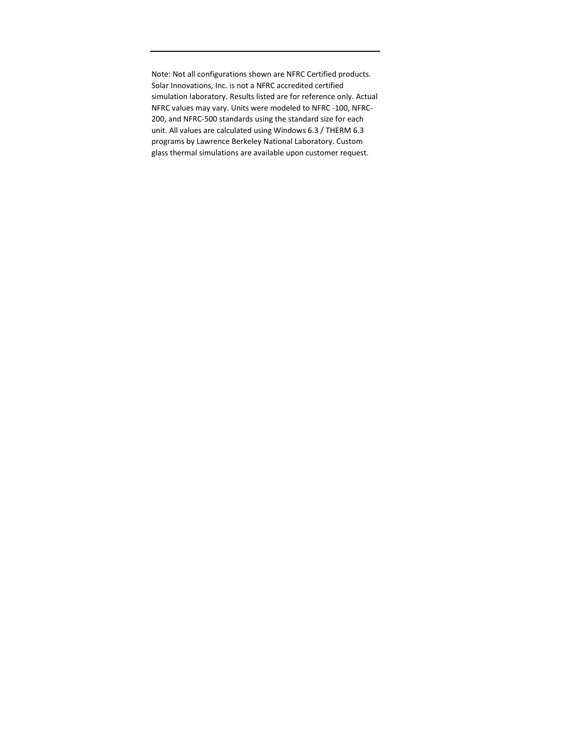---

Note: Not all configurations shown are NFRC Certified products. Solar Innovations, Inc. is not a NFRC accredited certified simulation laboratory. Results listed are for reference only. Actual NFRC values may vary. Units were modeled to NFRC -100, NFRC-200, and NFRC-500 standards using the standard size for each unit. All values are calculated using Windows 6.3 / THERM 6.3 programs by Lawrence Berkeley National Laboratory. Custom glass thermal simulations are available upon customer request.